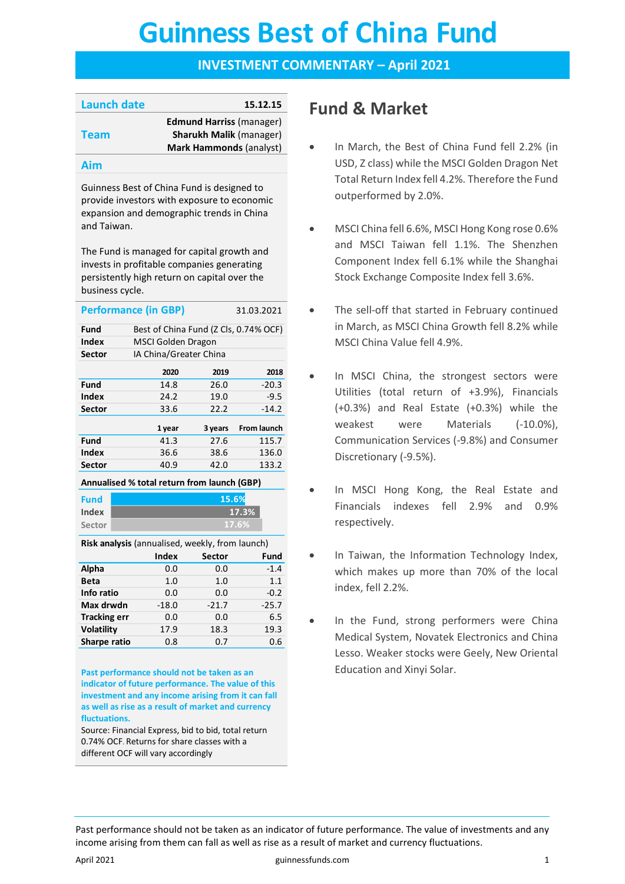# Guinness Best of China Fund

## INVESTMENT COMMENTARY – April 2021

| Launch date | 15.12.15 |
|---|---|
| Team | **Edmund Harriss** (manager)<br>**Sharukh Malik** (manager)<br>**Mark Hammonds** (analyst) |

### Aim

Guinness Best of China Fund is designed to provide investors with exposure to economic expansion and demographic trends in China and Taiwan.

The Fund is managed for capital growth and invests in profitable companies generating persistently high return on capital over the business cycle.

### Performance (in GBP) — 31.03.2021

| | |
|---|---|
| **Fund** | Best of China Fund (Z Cls, 0.74% OCF) |
| **Index** | MSCI Golden Dragon |
| **Sector** | IA China/Greater China |

| | 2020 | 2019 | 2018 |
|---|---|---|---|
| **Fund** | 14.8 | 26.0 | -20.3 |
| **Index** | 24.2 | 19.0 | -9.5 |
| **Sector** | 33.6 | 22.2 | -14.2 |

| | 1 year | 3 years | From launch |
|---|---|---|---|
| **Fund** | 41.3 | 27.6 | 115.7 |
| **Index** | 36.6 | 38.6 | 136.0 |
| **Sector** | 40.9 | 42.0 | 133.2 |

**Annualised % total return from launch (GBP)**

| | |
|---|---|
| Fund | 15.6% |
| Index | 17.3% |
| Sector | 17.6% |

**Risk analysis** (annualised, weekly, from launch)

| | Index | Sector | Fund |
|---|---|---|---|
| **Alpha** | 0.0 | 0.0 | -1.4 |
| **Beta** | 1.0 | 1.0 | 1.1 |
| **Info ratio** | 0.0 | 0.0 | -0.2 |
| **Max drwdn** | -18.0 | -21.7 | -25.7 |
| **Tracking err** | 0.0 | 0.0 | 6.5 |
| **Volatility** | 17.9 | 18.3 | 19.3 |
| **Sharpe ratio** | 0.8 | 0.7 | 0.6 |

**Past performance should not be taken as an indicator of future performance. The value of this investment and any income arising from it can fall as well as rise as a result of market and currency fluctuations.**

Source: Financial Express, bid to bid, total return 0.74% OCF. Returns for share classes with a different OCF will vary accordingly

## Fund & Market

- In March, the Best of China Fund fell 2.2% (in USD, Z class) while the MSCI Golden Dragon Net Total Return Index fell 4.2%. Therefore the Fund outperformed by 2.0%.
- MSCI China fell 6.6%, MSCI Hong Kong rose 0.6% and MSCI Taiwan fell 1.1%. The Shenzhen Component Index fell 6.1% while the Shanghai Stock Exchange Composite Index fell 3.6%.
- The sell-off that started in February continued in March, as MSCI China Growth fell 8.2% while MSCI China Value fell 4.9%.
- In MSCI China, the strongest sectors were Utilities (total return of +3.9%), Financials (+0.3%) and Real Estate (+0.3%) while the weakest were Materials (-10.0%), Communication Services (-9.8%) and Consumer Discretionary (-9.5%).
- In MSCI Hong Kong, the Real Estate and Financials indexes fell 2.9% and 0.9% respectively.
- In Taiwan, the Information Technology Index, which makes up more than 70% of the local index, fell 2.2%.
- In the Fund, strong performers were China Medical System, Novatek Electronics and China Lesso. Weaker stocks were Geely, New Oriental Education and Xinyi Solar.

Past performance should not be taken as an indicator of future performance. The value of investments and any income arising from them can fall as well as rise as a result of market and currency fluctuations.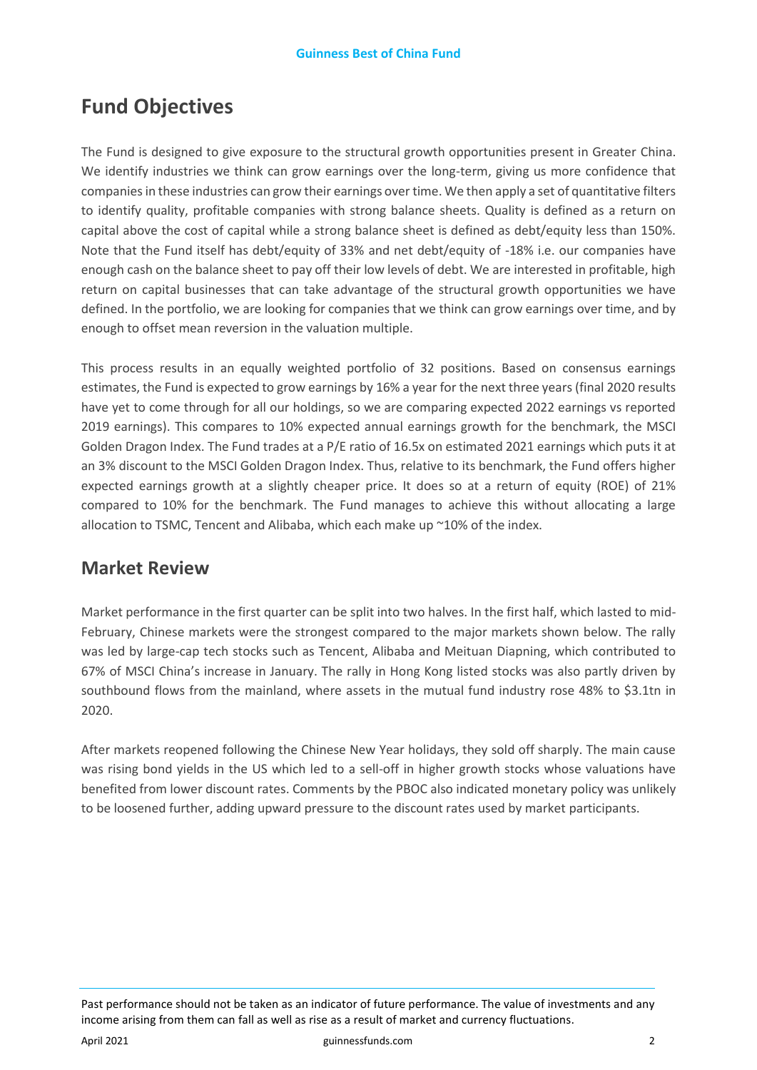## Fund Objectives

The Fund is designed to give exposure to the structural growth opportunities present in Greater China. We identify industries we think can grow earnings over the long-term, giving us more confidence that companies in these industries can grow their earnings over time. We then apply a set of quantitative filters to identify quality, profitable companies with strong balance sheets. Quality is defined as a return on capital above the cost of capital while a strong balance sheet is defined as debt/equity less than 150%. Note that the Fund itself has debt/equity of 33% and net debt/equity of -18% i.e. our companies have enough cash on the balance sheet to pay off their low levels of debt. We are interested in profitable, high return on capital businesses that can take advantage of the structural growth opportunities we have defined. In the portfolio, we are looking for companies that we think can grow earnings over time, and by enough to offset mean reversion in the valuation multiple.

This process results in an equally weighted portfolio of 32 positions. Based on consensus earnings estimates, the Fund is expected to grow earnings by 16% a year for the next three years (final 2020 results have yet to come through for all our holdings, so we are comparing expected 2022 earnings vs reported 2019 earnings). This compares to 10% expected annual earnings growth for the benchmark, the MSCI Golden Dragon Index. The Fund trades at a P/E ratio of 16.5x on estimated 2021 earnings which puts it at an 3% discount to the MSCI Golden Dragon Index. Thus, relative to its benchmark, the Fund offers higher expected earnings growth at a slightly cheaper price. It does so at a return of equity (ROE) of 21% compared to 10% for the benchmark. The Fund manages to achieve this without allocating a large allocation to TSMC, Tencent and Alibaba, which each make up ~10% of the index.

## Market Review

Market performance in the first quarter can be split into two halves. In the first half, which lasted to mid-February, Chinese markets were the strongest compared to the major markets shown below. The rally was led by large-cap tech stocks such as Tencent, Alibaba and Meituan Diapning, which contributed to 67% of MSCI China's increase in January. The rally in Hong Kong listed stocks was also partly driven by southbound flows from the mainland, where assets in the mutual fund industry rose 48% to $3.1tn in 2020.

After markets reopened following the Chinese New Year holidays, they sold off sharply. The main cause was rising bond yields in the US which led to a sell-off in higher growth stocks whose valuations have benefited from lower discount rates. Comments by the PBOC also indicated monetary policy was unlikely to be loosened further, adding upward pressure to the discount rates used by market participants.

Past performance should not be taken as an indicator of future performance. The value of investments and any income arising from them can fall as well as rise as a result of market and currency fluctuations.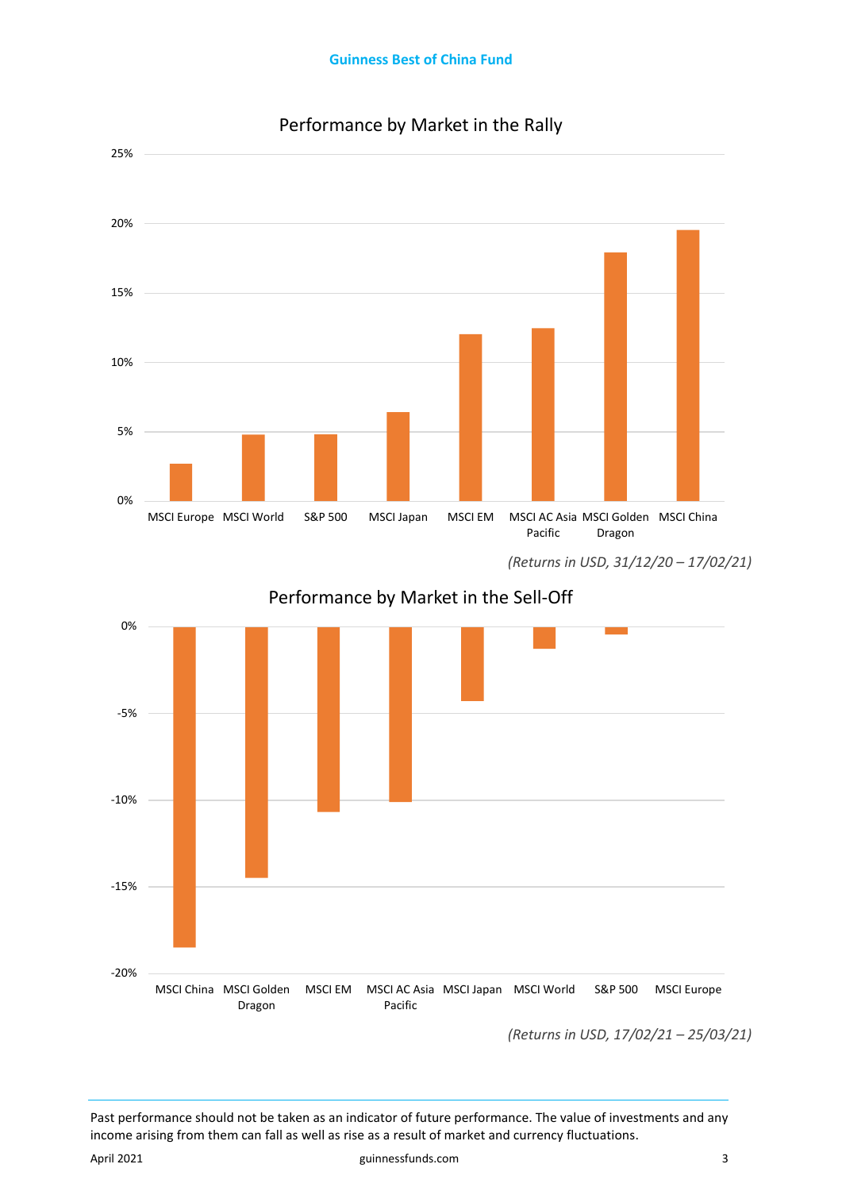Performance by Market in the Rally

(Returns in USD, 31/12/20 – 17/02/21)

Performance by Market in the Sell-Off

(Returns in USD, 17/02/21 – 25/03/21)

Past performance should not be taken as an indicator of future performance. The value of investments and any income arising from them can fall as well as rise as a result of market and currency fluctuations.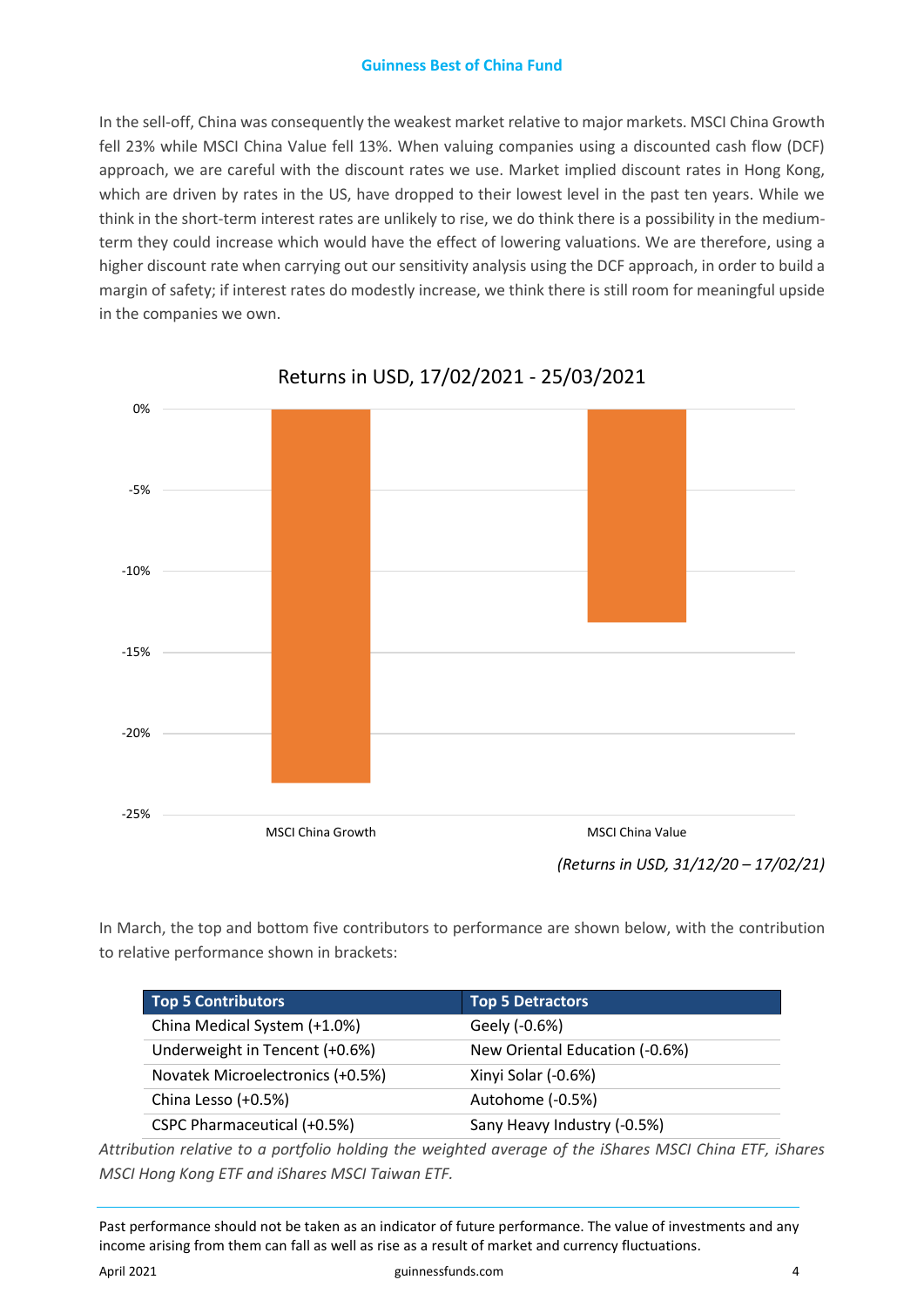In the sell-off, China was consequently the weakest market relative to major markets. MSCI China Growth fell 23% while MSCI China Value fell 13%. When valuing companies using a discounted cash flow (DCF) approach, we are careful with the discount rates we use. Market implied discount rates in Hong Kong, which are driven by rates in the US, have dropped to their lowest level in the past ten years. While we think in the short-term interest rates are unlikely to rise, we do think there is a possibility in the medium-term they could increase which would have the effect of lowering valuations. We are therefore, using a higher discount rate when carrying out our sensitivity analysis using the DCF approach, in order to build a margin of safety; if interest rates do modestly increase, we think there is still room for meaningful upside in the companies we own.

**Returns in USD, 17/02/2021 - 25/03/2021**

| | Return |
|---|---|
| MSCI China Growth | -23% |
| MSCI China Value | -13% |

*(Returns in USD, 31/12/20 – 17/02/21)*

In March, the top and bottom five contributors to performance are shown below, with the contribution to relative performance shown in brackets:

| Top 5 Contributors | Top 5 Detractors |
|---|---|
| China Medical System (+1.0%) | Geely (-0.6%) |
| Underweight in Tencent (+0.6%) | New Oriental Education (-0.6%) |
| Novatek Microelectronics (+0.5%) | Xinyi Solar (-0.6%) |
| China Lesso (+0.5%) | Autohome (-0.5%) |
| CSPC Pharmaceutical (+0.5%) | Sany Heavy Industry (-0.5%) |

*Attribution relative to a portfolio holding the weighted average of the iShares MSCI China ETF, iShares MSCI Hong Kong ETF and iShares MSCI Taiwan ETF.*

Past performance should not be taken as an indicator of future performance. The value of investments and any income arising from them can fall as well as rise as a result of market and currency fluctuations.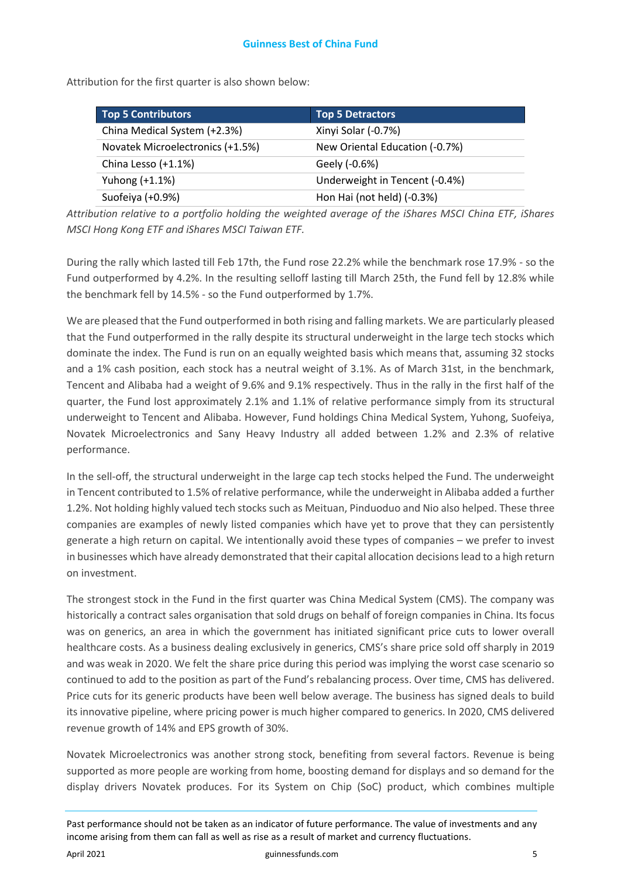Attribution for the first quarter is also shown below:

| Top 5 Contributors | Top 5 Detractors |
|---|---|
| China Medical System (+2.3%) | Xinyi Solar (-0.7%) |
| Novatek Microelectronics (+1.5%) | New Oriental Education (-0.7%) |
| China Lesso (+1.1%) | Geely (-0.6%) |
| Yuhong (+1.1%) | Underweight in Tencent (-0.4%) |
| Suofeiya (+0.9%) | Hon Hai (not held) (-0.3%) |

*Attribution relative to a portfolio holding the weighted average of the iShares MSCI China ETF, iShares MSCI Hong Kong ETF and iShares MSCI Taiwan ETF.*

During the rally which lasted till Feb 17th, the Fund rose 22.2% while the benchmark rose 17.9% - so the Fund outperformed by 4.2%. In the resulting selloff lasting till March 25th, the Fund fell by 12.8% while the benchmark fell by 14.5% - so the Fund outperformed by 1.7%.

We are pleased that the Fund outperformed in both rising and falling markets. We are particularly pleased that the Fund outperformed in the rally despite its structural underweight in the large tech stocks which dominate the index. The Fund is run on an equally weighted basis which means that, assuming 32 stocks and a 1% cash position, each stock has a neutral weight of 3.1%. As of March 31st, in the benchmark, Tencent and Alibaba had a weight of 9.6% and 9.1% respectively. Thus in the rally in the first half of the quarter, the Fund lost approximately 2.1% and 1.1% of relative performance simply from its structural underweight to Tencent and Alibaba. However, Fund holdings China Medical System, Yuhong, Suofeiya, Novatek Microelectronics and Sany Heavy Industry all added between 1.2% and 2.3% of relative performance.

In the sell-off, the structural underweight in the large cap tech stocks helped the Fund. The underweight in Tencent contributed to 1.5% of relative performance, while the underweight in Alibaba added a further 1.2%. Not holding highly valued tech stocks such as Meituan, Pinduoduo and Nio also helped. These three companies are examples of newly listed companies which have yet to prove that they can persistently generate a high return on capital. We intentionally avoid these types of companies – we prefer to invest in businesses which have already demonstrated that their capital allocation decisions lead to a high return on investment.

The strongest stock in the Fund in the first quarter was China Medical System (CMS). The company was historically a contract sales organisation that sold drugs on behalf of foreign companies in China. Its focus was on generics, an area in which the government has initiated significant price cuts to lower overall healthcare costs. As a business dealing exclusively in generics, CMS's share price sold off sharply in 2019 and was weak in 2020. We felt the share price during this period was implying the worst case scenario so continued to add to the position as part of the Fund's rebalancing process. Over time, CMS has delivered. Price cuts for its generic products have been well below average. The business has signed deals to build its innovative pipeline, where pricing power is much higher compared to generics. In 2020, CMS delivered revenue growth of 14% and EPS growth of 30%.

Novatek Microelectronics was another strong stock, benefiting from several factors. Revenue is being supported as more people are working from home, boosting demand for displays and so demand for the display drivers Novatek produces. For its System on Chip (SoC) product, which combines multiple

Past performance should not be taken as an indicator of future performance. The value of investments and any income arising from them can fall as well as rise as a result of market and currency fluctuations.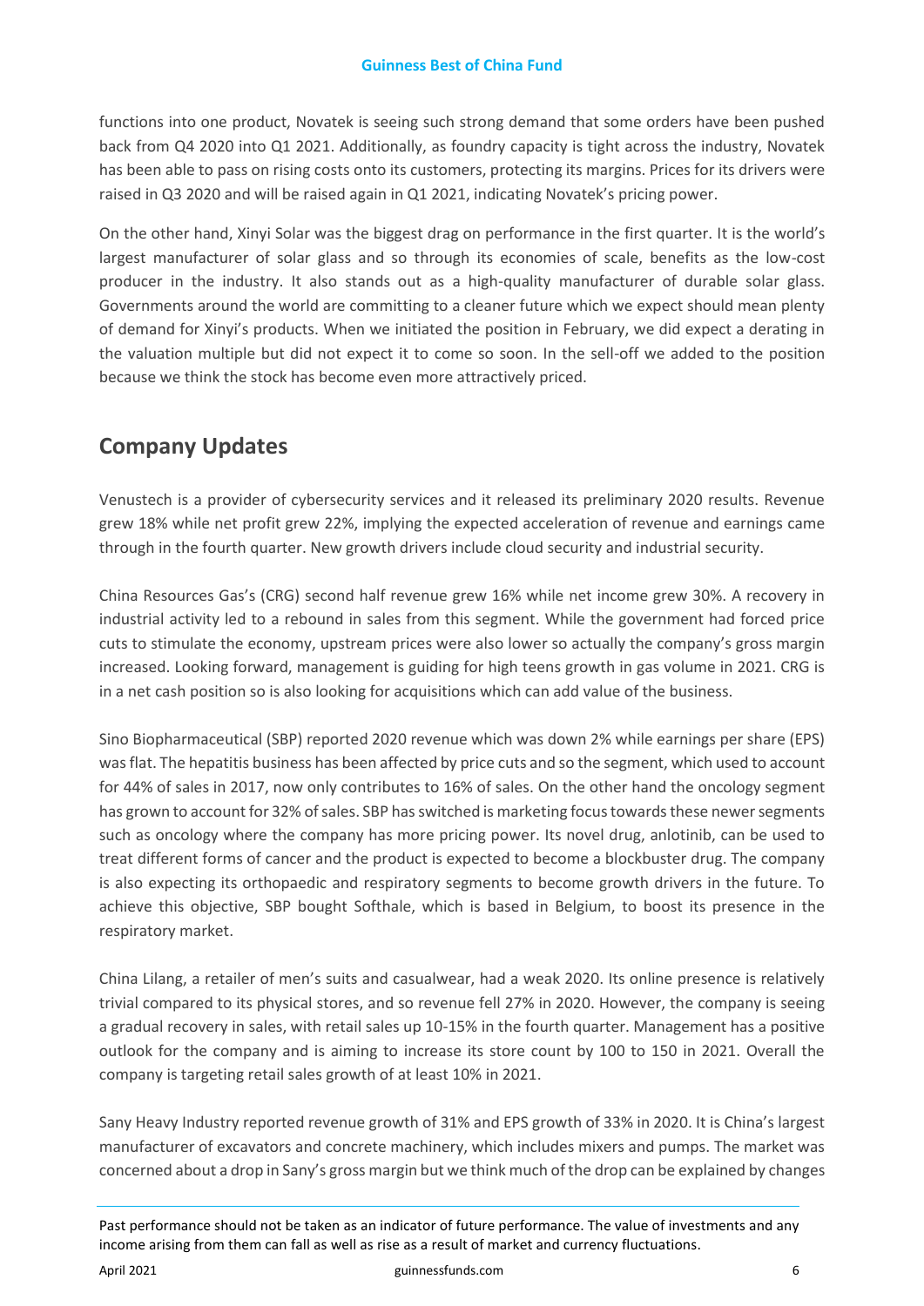functions into one product, Novatek is seeing such strong demand that some orders have been pushed back from Q4 2020 into Q1 2021. Additionally, as foundry capacity is tight across the industry, Novatek has been able to pass on rising costs onto its customers, protecting its margins. Prices for its drivers were raised in Q3 2020 and will be raised again in Q1 2021, indicating Novatek's pricing power.

On the other hand, Xinyi Solar was the biggest drag on performance in the first quarter. It is the world's largest manufacturer of solar glass and so through its economies of scale, benefits as the low-cost producer in the industry. It also stands out as a high-quality manufacturer of durable solar glass. Governments around the world are committing to a cleaner future which we expect should mean plenty of demand for Xinyi's products. When we initiated the position in February, we did expect a derating in the valuation multiple but did not expect it to come so soon. In the sell-off we added to the position because we think the stock has become even more attractively priced.

## Company Updates

Venustech is a provider of cybersecurity services and it released its preliminary 2020 results. Revenue grew 18% while net profit grew 22%, implying the expected acceleration of revenue and earnings came through in the fourth quarter. New growth drivers include cloud security and industrial security.

China Resources Gas's (CRG) second half revenue grew 16% while net income grew 30%. A recovery in industrial activity led to a rebound in sales from this segment. While the government had forced price cuts to stimulate the economy, upstream prices were also lower so actually the company's gross margin increased. Looking forward, management is guiding for high teens growth in gas volume in 2021. CRG is in a net cash position so is also looking for acquisitions which can add value of the business.

Sino Biopharmaceutical (SBP) reported 2020 revenue which was down 2% while earnings per share (EPS) was flat. The hepatitis business has been affected by price cuts and so the segment, which used to account for 44% of sales in 2017, now only contributes to 16% of sales. On the other hand the oncology segment has grown to account for 32% of sales. SBP has switched is marketing focus towards these newer segments such as oncology where the company has more pricing power. Its novel drug, anlotinib, can be used to treat different forms of cancer and the product is expected to become a blockbuster drug. The company is also expecting its orthopaedic and respiratory segments to become growth drivers in the future. To achieve this objective, SBP bought Softhale, which is based in Belgium, to boost its presence in the respiratory market.

China Lilang, a retailer of men's suits and casualwear, had a weak 2020. Its online presence is relatively trivial compared to its physical stores, and so revenue fell 27% in 2020. However, the company is seeing a gradual recovery in sales, with retail sales up 10-15% in the fourth quarter. Management has a positive outlook for the company and is aiming to increase its store count by 100 to 150 in 2021. Overall the company is targeting retail sales growth of at least 10% in 2021.

Sany Heavy Industry reported revenue growth of 31% and EPS growth of 33% in 2020. It is China's largest manufacturer of excavators and concrete machinery, which includes mixers and pumps. The market was concerned about a drop in Sany's gross margin but we think much of the drop can be explained by changes

Past performance should not be taken as an indicator of future performance. The value of investments and any income arising from them can fall as well as rise as a result of market and currency fluctuations.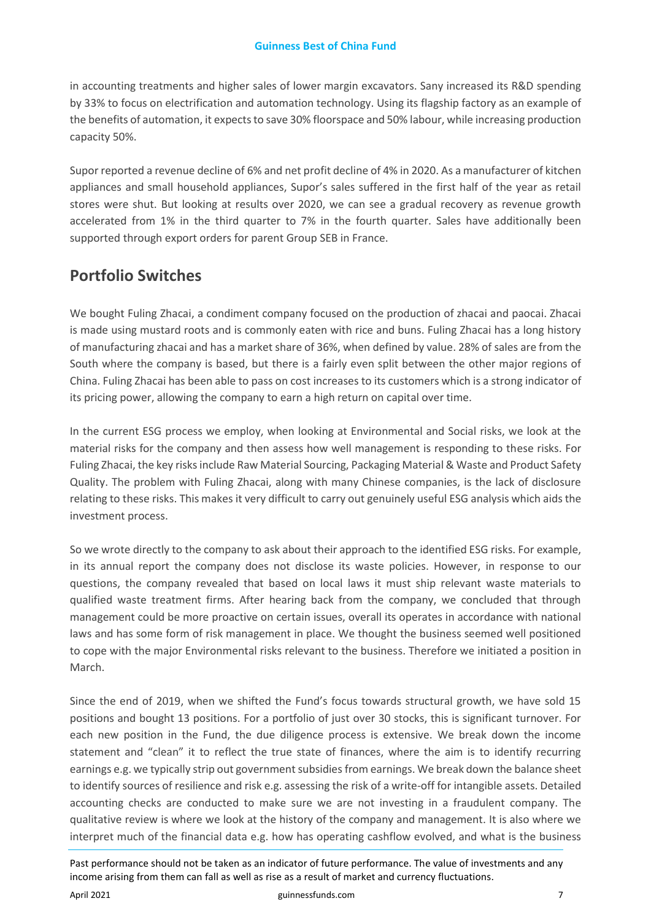in accounting treatments and higher sales of lower margin excavators. Sany increased its R&D spending by 33% to focus on electrification and automation technology. Using its flagship factory as an example of the benefits of automation, it expects to save 30% floorspace and 50% labour, while increasing production capacity 50%.

Supor reported a revenue decline of 6% and net profit decline of 4% in 2020. As a manufacturer of kitchen appliances and small household appliances, Supor's sales suffered in the first half of the year as retail stores were shut. But looking at results over 2020, we can see a gradual recovery as revenue growth accelerated from 1% in the third quarter to 7% in the fourth quarter. Sales have additionally been supported through export orders for parent Group SEB in France.

## Portfolio Switches

We bought Fuling Zhacai, a condiment company focused on the production of zhacai and paocai. Zhacai is made using mustard roots and is commonly eaten with rice and buns. Fuling Zhacai has a long history of manufacturing zhacai and has a market share of 36%, when defined by value. 28% of sales are from the South where the company is based, but there is a fairly even split between the other major regions of China. Fuling Zhacai has been able to pass on cost increases to its customers which is a strong indicator of its pricing power, allowing the company to earn a high return on capital over time.

In the current ESG process we employ, when looking at Environmental and Social risks, we look at the material risks for the company and then assess how well management is responding to these risks. For Fuling Zhacai, the key risks include Raw Material Sourcing, Packaging Material & Waste and Product Safety Quality. The problem with Fuling Zhacai, along with many Chinese companies, is the lack of disclosure relating to these risks. This makes it very difficult to carry out genuinely useful ESG analysis which aids the investment process.

So we wrote directly to the company to ask about their approach to the identified ESG risks. For example, in its annual report the company does not disclose its waste policies. However, in response to our questions, the company revealed that based on local laws it must ship relevant waste materials to qualified waste treatment firms. After hearing back from the company, we concluded that through management could be more proactive on certain issues, overall its operates in accordance with national laws and has some form of risk management in place. We thought the business seemed well positioned to cope with the major Environmental risks relevant to the business. Therefore we initiated a position in March.

Since the end of 2019, when we shifted the Fund's focus towards structural growth, we have sold 15 positions and bought 13 positions. For a portfolio of just over 30 stocks, this is significant turnover. For each new position in the Fund, the due diligence process is extensive. We break down the income statement and "clean" it to reflect the true state of finances, where the aim is to identify recurring earnings e.g. we typically strip out government subsidies from earnings. We break down the balance sheet to identify sources of resilience and risk e.g. assessing the risk of a write-off for intangible assets. Detailed accounting checks are conducted to make sure we are not investing in a fraudulent company. The qualitative review is where we look at the history of the company and management. It is also where we interpret much of the financial data e.g. how has operating cashflow evolved, and what is the business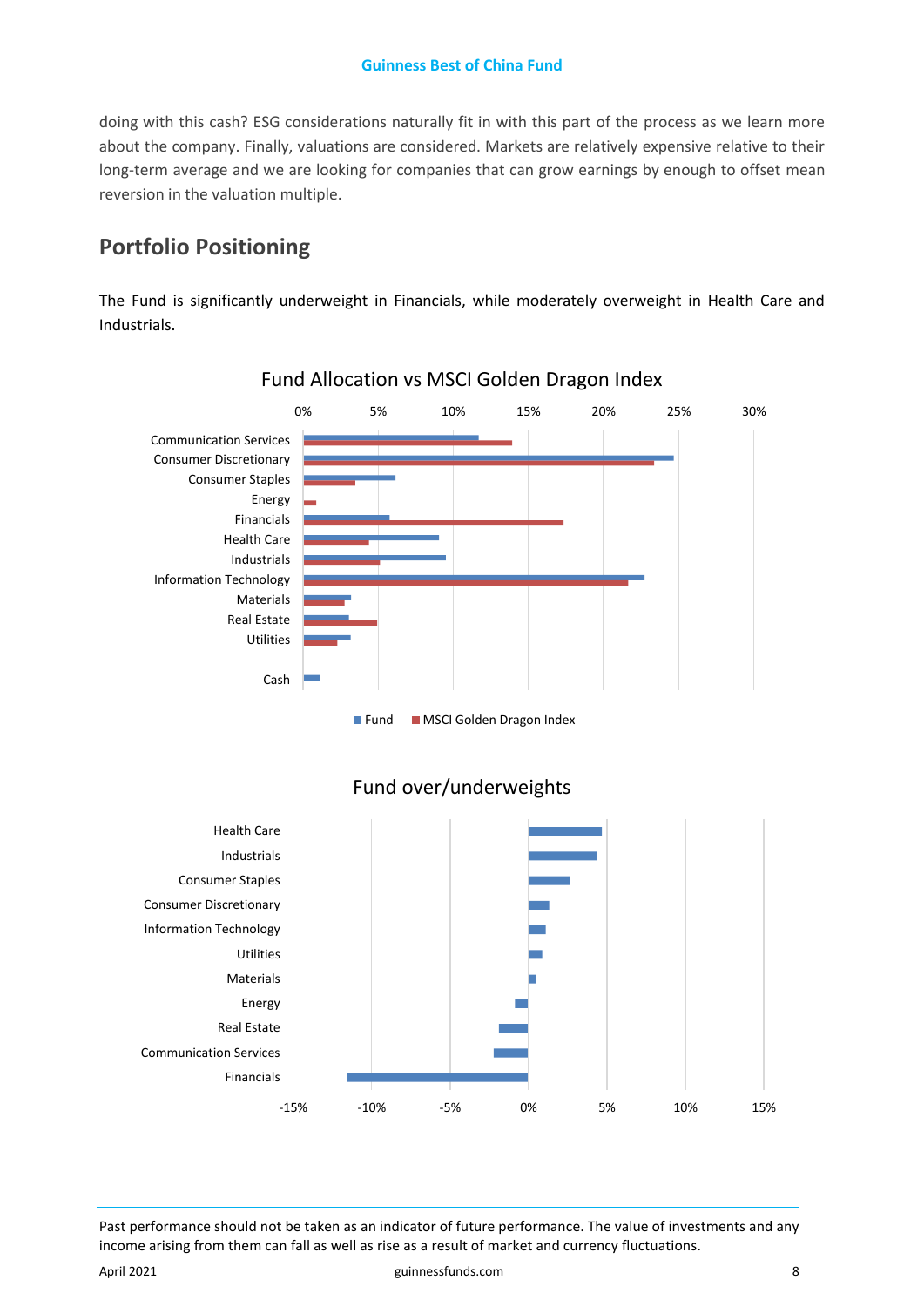doing with this cash? ESG considerations naturally fit in with this part of the process as we learn more about the company. Finally, valuations are considered. Markets are relatively expensive relative to their long-term average and we are looking for companies that can grow earnings by enough to offset mean reversion in the valuation multiple.

## Portfolio Positioning

The Fund is significantly underweight in Financials, while moderately overweight in Health Care and Industrials.

Fund Allocation vs MSCI Golden Dragon Index

Fund over/underweights

Past performance should not be taken as an indicator of future performance. The value of investments and any income arising from them can fall as well as rise as a result of market and currency fluctuations.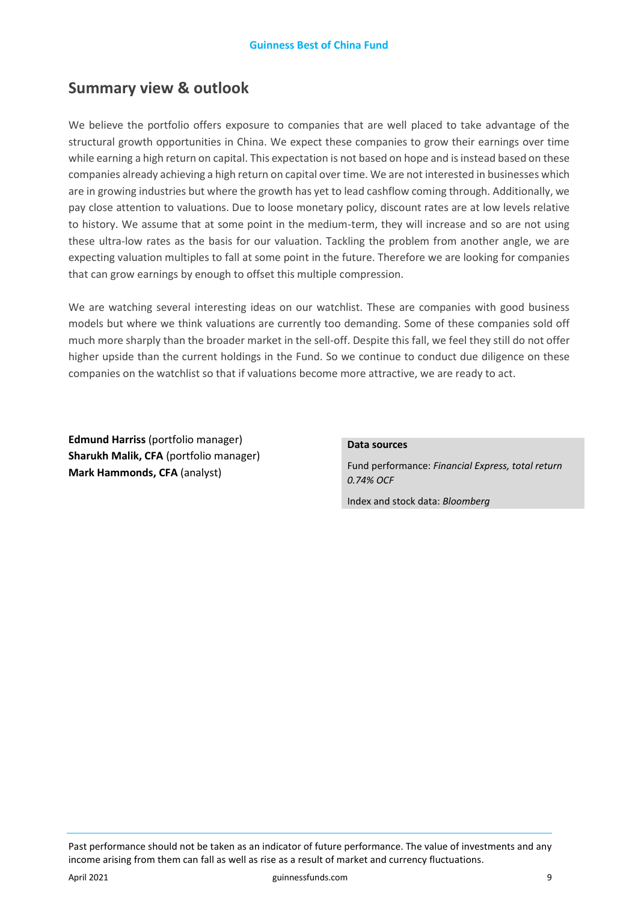## Summary view & outlook

We believe the portfolio offers exposure to companies that are well placed to take advantage of the structural growth opportunities in China. We expect these companies to grow their earnings over time while earning a high return on capital. This expectation is not based on hope and is instead based on these companies already achieving a high return on capital over time. We are not interested in businesses which are in growing industries but where the growth has yet to lead cashflow coming through. Additionally, we pay close attention to valuations. Due to loose monetary policy, discount rates are at low levels relative to history. We assume that at some point in the medium-term, they will increase and so are not using these ultra-low rates as the basis for our valuation. Tackling the problem from another angle, we are expecting valuation multiples to fall at some point in the future. Therefore we are looking for companies that can grow earnings by enough to offset this multiple compression.

We are watching several interesting ideas on our watchlist. These are companies with good business models but where we think valuations are currently too demanding. Some of these companies sold off much more sharply than the broader market in the sell-off. Despite this fall, we feel they still do not offer higher upside than the current holdings in the Fund. So we continue to conduct due diligence on these companies on the watchlist so that if valuations become more attractive, we are ready to act.

**Edmund Harriss** (portfolio manager)
**Sharukh Malik, CFA** (portfolio manager)
**Mark Hammonds, CFA** (analyst)

**Data sources**

Fund performance: *Financial Express, total return 0.74% OCF*

Index and stock data: *Bloomberg*

Past performance should not be taken as an indicator of future performance. The value of investments and any income arising from them can fall as well as rise as a result of market and currency fluctuations.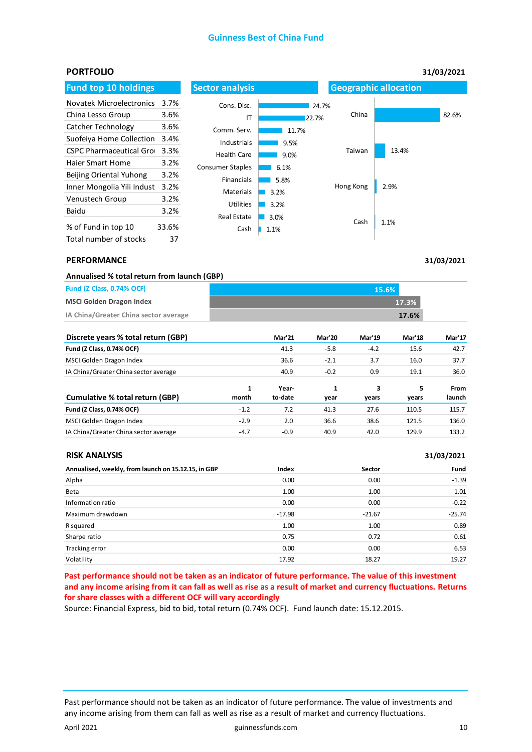**Guinness Best of China Fund**

## PORTFOLIO

31/03/2021

### Fund top 10 holdings

| Holding | % |
|---|---|
| Novatek Microelectronics | 3.7% |
| China Lesso Group | 3.6% |
| Catcher Technology | 3.6% |
| Suofeiya Home Collection | 3.4% |
| CSPC Pharmaceutical Gro | 3.3% |
| Haier Smart Home | 3.2% |
| Beijing Oriental Yuhong | 3.2% |
| Inner Mongolia Yili Indust | 3.2% |
| Venustech Group | 3.2% |
| Baidu | 3.2% |
| % of Fund in top 10 | 33.6% |
| Total number of stocks | 37 |

### Sector analysis

| Sector | % |
|---|---|
| Cons. Disc. | 24.7% |
| IT | 22.7% |
| Comm. Serv. | 11.7% |
| Industrials | 9.5% |
| Health Care | 9.0% |
| Consumer Staples | 6.1% |
| Financials | 5.8% |
| Materials | 3.2% |
| Utilities | 3.2% |
| Real Estate | 3.0% |
| Cash | 1.1% |

### Geographic allocation

| Region | % |
|---|---|
| China | 82.6% |
| Taiwan | 13.4% |
| Hong Kong | 2.9% |
| Cash | 1.1% |

## PERFORMANCE

31/03/2021

**Annualised % total return from launch (GBP)**

| | |
|---|---|
| Fund (Z Class, 0.74% OCF) | 15.6% |
| MSCI Golden Dragon Index | 17.3% |
| IA China/Greater China sector average | 17.6% |

| Discrete years % total return (GBP) | Mar'21 | Mar'20 | Mar'19 | Mar'18 | Mar'17 |
|---|---|---|---|---|---|
| **Fund (Z Class, 0.74% OCF)** | 41.3 | -5.8 | -4.2 | 15.6 | 42.7 |
| MSCI Golden Dragon Index | 36.6 | -2.1 | 3.7 | 16.0 | 37.7 |
| IA China/Greater China sector average | 40.9 | -0.2 | 0.9 | 19.1 | 36.0 |

| Cumulative % total return (GBP) | 1 month | Year-to-date | 1 year | 3 years | 5 years | From launch |
|---|---|---|---|---|---|---|
| **Fund (Z Class, 0.74% OCF)** | -1.2 | 7.2 | 41.3 | 27.6 | 110.5 | 115.7 |
| MSCI Golden Dragon Index | -2.9 | 2.0 | 36.6 | 38.6 | 121.5 | 136.0 |
| IA China/Greater China sector average | -4.7 | -0.9 | 40.9 | 42.0 | 129.9 | 133.2 |

## RISK ANALYSIS

31/03/2021

| Annualised, weekly, from launch on 15.12.15, in GBP | Index | Sector | Fund |
|---|---|---|---|
| Alpha | 0.00 | 0.00 | -1.39 |
| Beta | 1.00 | 1.00 | 1.01 |
| Information ratio | 0.00 | 0.00 | -0.22 |
| Maximum drawdown | -17.98 | -21.67 | -25.74 |
| R squared | 1.00 | 1.00 | 0.89 |
| Sharpe ratio | 0.75 | 0.72 | 0.61 |
| Tracking error | 0.00 | 0.00 | 6.53 |
| Volatility | 17.92 | 18.27 | 19.27 |

**Past performance should not be taken as an indicator of future performance. The value of this investment and any income arising from it can fall as well as rise as a result of market and currency fluctuations. Returns for share classes with a different OCF will vary accordingly**

Source: Financial Express, bid to bid, total return (0.74% OCF). Fund launch date: 15.12.2015.

Past performance should not be taken as an indicator of future performance. The value of investments and any income arising from them can fall as well as rise as a result of market and currency fluctuations.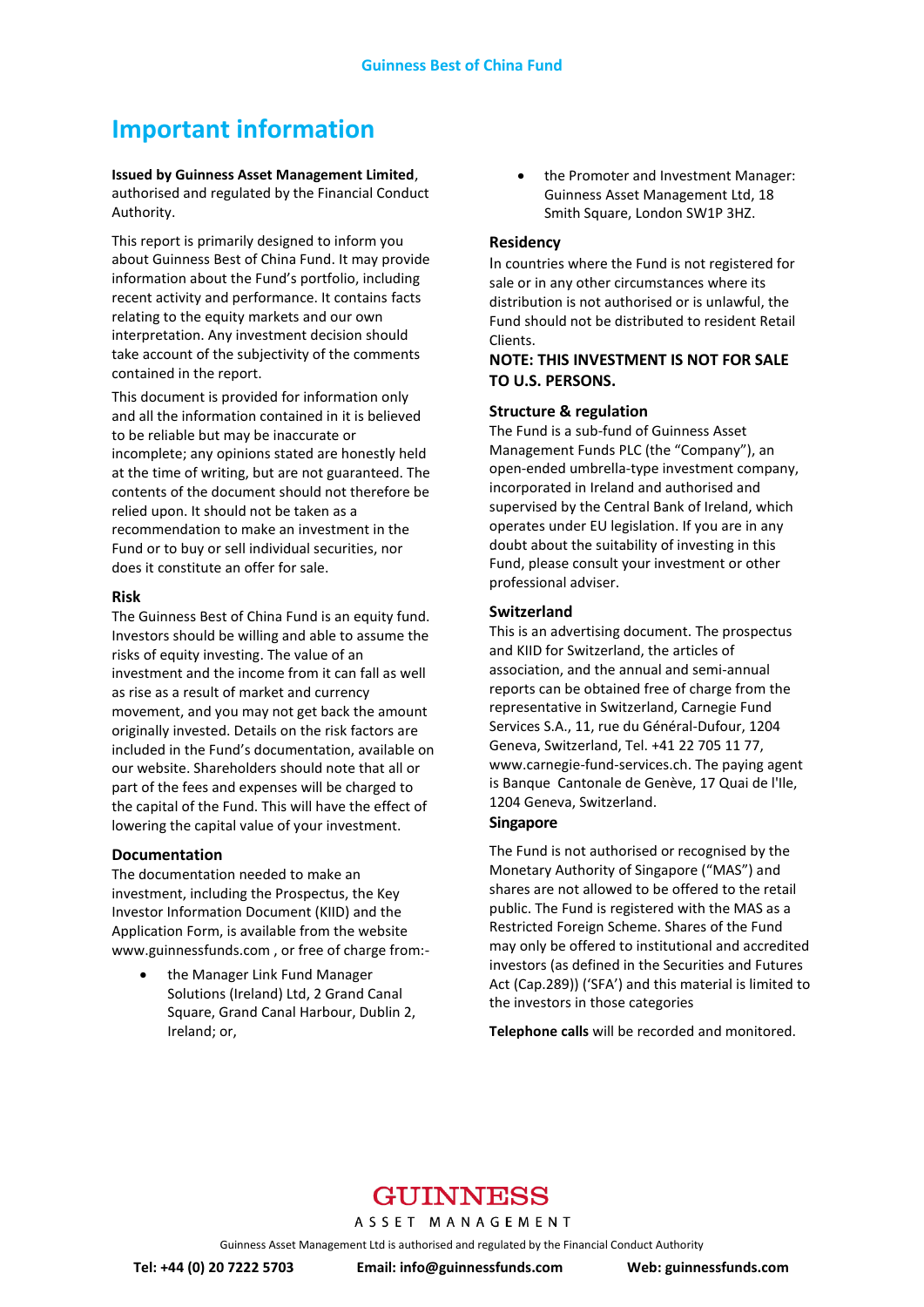# Important information

**Issued by Guinness Asset Management Limited**, authorised and regulated by the Financial Conduct Authority.

This report is primarily designed to inform you about Guinness Best of China Fund. It may provide information about the Fund's portfolio, including recent activity and performance. It contains facts relating to the equity markets and our own interpretation. Any investment decision should take account of the subjectivity of the comments contained in the report.

This document is provided for information only and all the information contained in it is believed to be reliable but may be inaccurate or incomplete; any opinions stated are honestly held at the time of writing, but are not guaranteed. The contents of the document should not therefore be relied upon. It should not be taken as a recommendation to make an investment in the Fund or to buy or sell individual securities, nor does it constitute an offer for sale.

### Risk

The Guinness Best of China Fund is an equity fund. Investors should be willing and able to assume the risks of equity investing. The value of an investment and the income from it can fall as well as rise as a result of market and currency movement, and you may not get back the amount originally invested. Details on the risk factors are included in the Fund's documentation, available on our website. Shareholders should note that all or part of the fees and expenses will be charged to the capital of the Fund. This will have the effect of lowering the capital value of your investment.

### Documentation

The documentation needed to make an investment, including the Prospectus, the Key Investor Information Document (KIID) and the Application Form, is available from the website www.guinnessfunds.com , or free of charge from:-

- the Manager Link Fund Manager Solutions (Ireland) Ltd, 2 Grand Canal Square, Grand Canal Harbour, Dublin 2, Ireland; or,
- the Promoter and Investment Manager: Guinness Asset Management Ltd, 18 Smith Square, London SW1P 3HZ.

### Residency

In countries where the Fund is not registered for sale or in any other circumstances where its distribution is not authorised or is unlawful, the Fund should not be distributed to resident Retail Clients.

**NOTE: THIS INVESTMENT IS NOT FOR SALE TO U.S. PERSONS.**

### Structure & regulation

The Fund is a sub-fund of Guinness Asset Management Funds PLC (the "Company"), an open-ended umbrella-type investment company, incorporated in Ireland and authorised and supervised by the Central Bank of Ireland, which operates under EU legislation. If you are in any doubt about the suitability of investing in this Fund, please consult your investment or other professional adviser.

### Switzerland

This is an advertising document. The prospectus and KIID for Switzerland, the articles of association, and the annual and semi-annual reports can be obtained free of charge from the representative in Switzerland, Carnegie Fund Services S.A., 11, rue du Général-Dufour, 1204 Geneva, Switzerland, Tel. +41 22 705 11 77, www.carnegie-fund-services.ch. The paying agent is Banque Cantonale de Genève, 17 Quai de l'Ile, 1204 Geneva, Switzerland.

### Singapore

The Fund is not authorised or recognised by the Monetary Authority of Singapore ("MAS") and shares are not allowed to be offered to the retail public. The Fund is registered with the MAS as a Restricted Foreign Scheme. Shares of the Fund may only be offered to institutional and accredited investors (as defined in the Securities and Futures Act (Cap.289)) ('SFA') and this material is limited to the investors in those categories

**Telephone calls** will be recorded and monitored.

GUINNESS
ASSET MANAGEMENT

Guinness Asset Management Ltd is authorised and regulated by the Financial Conduct Authority

**Tel: +44 (0) 20 7222 5703** **Email: info@guinnessfunds.com** **Web: guinnessfunds.com**